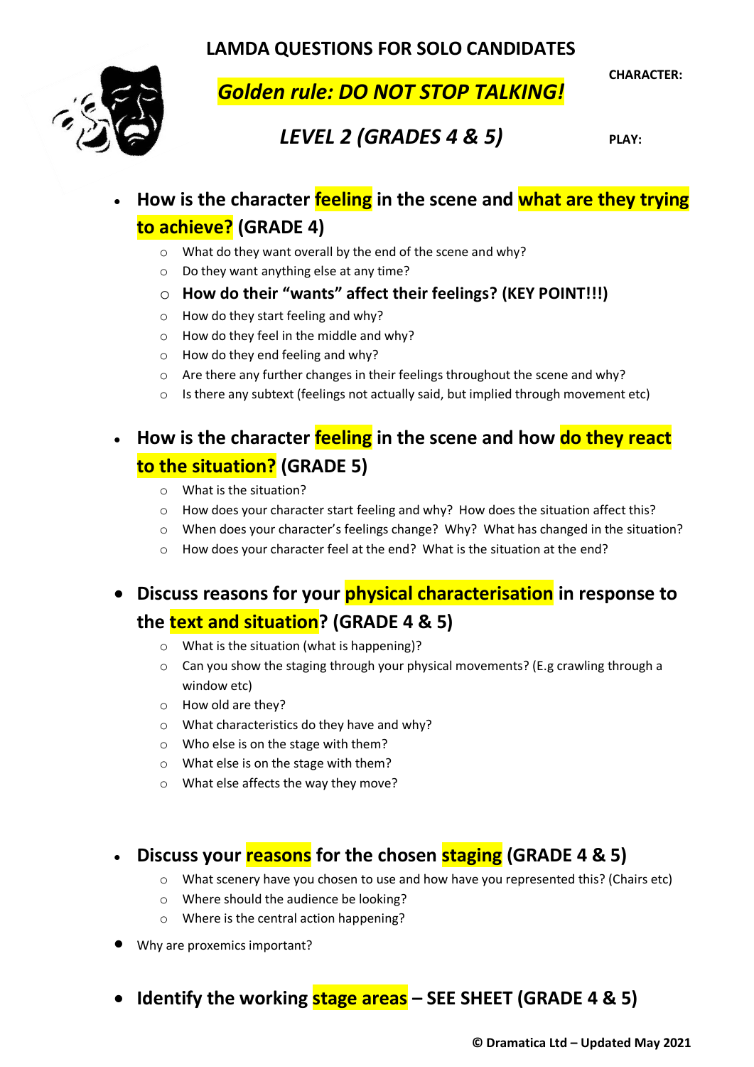# LAMDA QUESTIONS FOR SOLO CANDIDATES

***Golden rule: DO NOT STOP TALKING!***

**CHARACTER:**

## *LEVEL 2 (GRADES 4 & 5)*

**PLAY:**

- **How is the character feeling in the scene and what are they trying to achieve? (GRADE 4)**
  - What do they want overall by the end of the scene and why?
  - Do they want anything else at any time?
  - **How do their "wants" affect their feelings? (KEY POINT!!!)**
  - How do they start feeling and why?
  - How do they feel in the middle and why?
  - How do they end feeling and why?
  - Are there any further changes in their feelings throughout the scene and why?
  - Is there any subtext (feelings not actually said, but implied through movement etc)

- **How is the character feeling in the scene and how do they react to the situation? (GRADE 5)**
  - What is the situation?
  - How does your character start feeling and why? How does the situation affect this?
  - When does your character's feelings change? Why? What has changed in the situation?
  - How does your character feel at the end? What is the situation at the end?

- **Discuss reasons for your physical characterisation in response to the text and situation? (GRADE 4 & 5)**
  - What is the situation (what is happening)?
  - Can you show the staging through your physical movements? (E.g crawling through a window etc)
  - How old are they?
  - What characteristics do they have and why?
  - Who else is on the stage with them?
  - What else is on the stage with them?
  - What else affects the way they move?

- **Discuss your reasons for the chosen staging (GRADE 4 & 5)**
  - What scenery have you chosen to use and how have you represented this? (Chairs etc)
  - Where should the audience be looking?
  - Where is the central action happening?

- Why are proxemics important?

- **Identify the working stage areas – SEE SHEET (GRADE 4 & 5)**

**© Dramatica Ltd – Updated May 2021**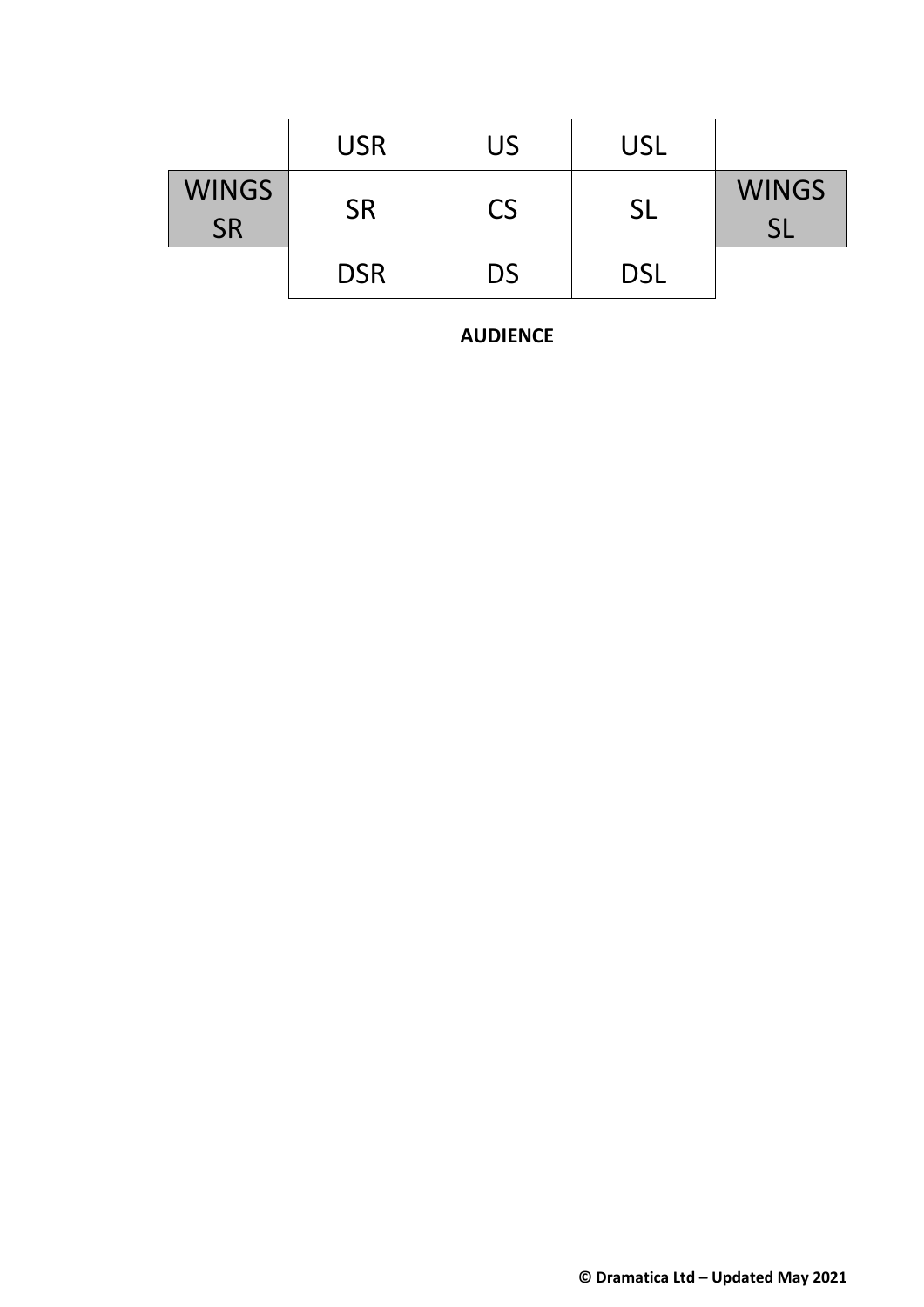| | | | | |
|---|---|---|---|---|
| | USR | US | USL | |
| WINGS SR | SR | CS | SL | WINGS SL |
| | DSR | DS | DSL | |

**AUDIENCE**

**© Dramatica Ltd – Updated May 2021**